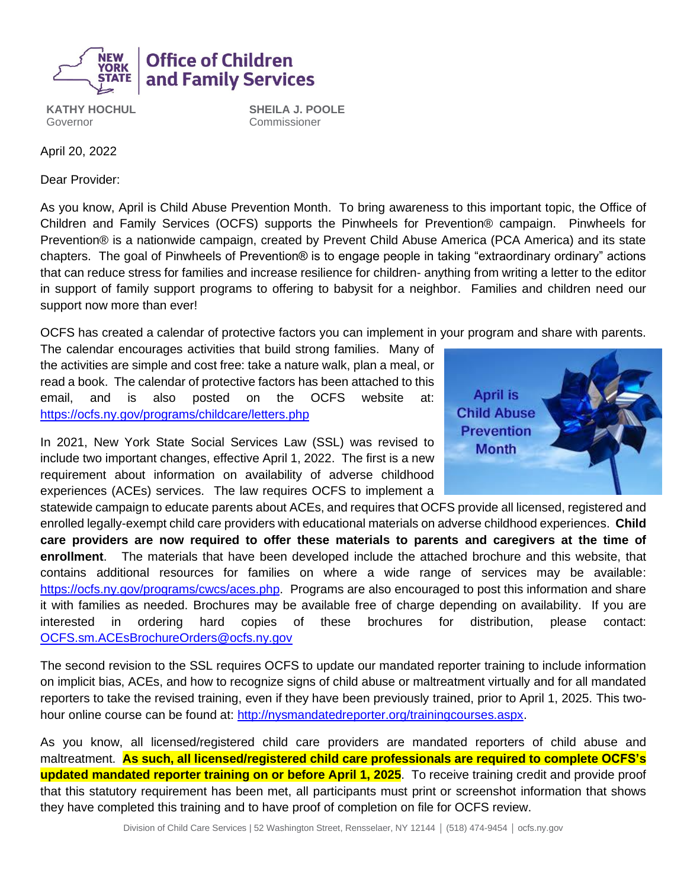**Office of Children and Family Services**

**KATHY HOCHUL**
Governor

**SHEILA J. POOLE**
Commissioner

April 20, 2022

Dear Provider:

As you know, April is Child Abuse Prevention Month. To bring awareness to this important topic, the Office of Children and Family Services (OCFS) supports the Pinwheels for Prevention® campaign. Pinwheels for Prevention® is a nationwide campaign, created by Prevent Child Abuse America (PCA America) and its state chapters. The goal of Pinwheels of Prevention® is to engage people in taking "extraordinary ordinary" actions that can reduce stress for families and increase resilience for children- anything from writing a letter to the editor in support of family support programs to offering to babysit for a neighbor. Families and children need our support now more than ever!

OCFS has created a calendar of protective factors you can implement in your program and share with parents. The calendar encourages activities that build strong families. Many of the activities are simple and cost free: take a nature walk, plan a meal, or read a book. The calendar of protective factors has been attached to this email, and is also posted on the OCFS website at: https://ocfs.ny.gov/programs/childcare/letters.php

In 2021, New York State Social Services Law (SSL) was revised to include two important changes, effective April 1, 2022. The first is a new requirement about information on availability of adverse childhood experiences (ACEs) services. The law requires OCFS to implement a statewide campaign to educate parents about ACEs, and requires that OCFS provide all licensed, registered and enrolled legally-exempt child care providers with educational materials on adverse childhood experiences. **Child care providers are now required to offer these materials to parents and caregivers at the time of enrollment**. The materials that have been developed include the attached brochure and this website, that contains additional resources for families on where a wide range of services may be available: https://ocfs.ny.gov/programs/cwcs/aces.php. Programs are also encouraged to post this information and share it with families as needed. Brochures may be available free of charge depending on availability. If you are interested in ordering hard copies of these brochures for distribution, please contact: OCFS.sm.ACEsBrochureOrders@ocfs.ny.gov

The second revision to the SSL requires OCFS to update our mandated reporter training to include information on implicit bias, ACEs, and how to recognize signs of child abuse or maltreatment virtually and for all mandated reporters to take the revised training, even if they have been previously trained, prior to April 1, 2025. This two-hour online course can be found at: http://nysmandatedreporter.org/trainingcourses.aspx.

As you know, all licensed/registered child care providers are mandated reporters of child abuse and maltreatment. **As such, all licensed/registered child care professionals are required to complete OCFS's updated mandated reporter training on or before April 1, 2025**. To receive training credit and provide proof that this statutory requirement has been met, all participants must print or screenshot information that shows they have completed this training and to have proof of completion on file for OCFS review.

Division of Child Care Services | 52 Washington Street, Rensselaer, NY 12144 | (518) 474-9454 | ocfs.ny.gov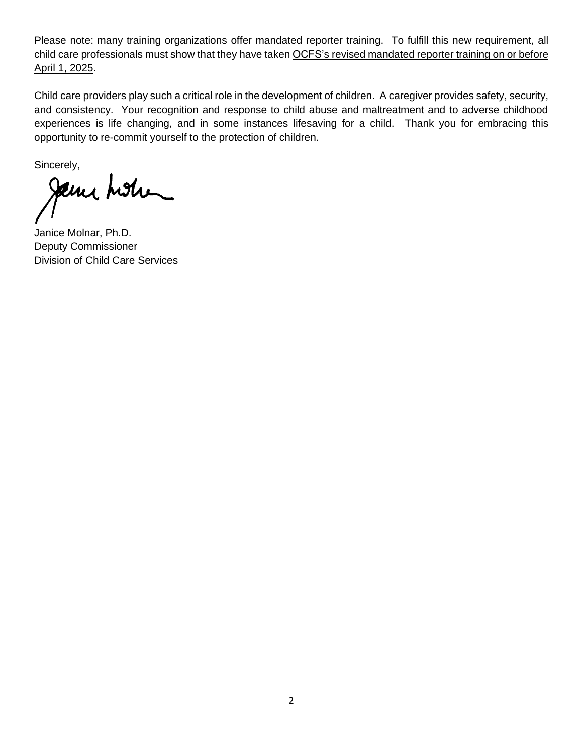Please note: many training organizations offer mandated reporter training. To fulfill this new requirement, all child care professionals must show that they have taken OCFS's revised mandated reporter training on or before April 1, 2025.

Child care providers play such a critical role in the development of children. A caregiver provides safety, security, and consistency. Your recognition and response to child abuse and maltreatment and to adverse childhood experiences is life changing, and in some instances lifesaving for a child. Thank you for embracing this opportunity to re-commit yourself to the protection of children.

Sincerely,

Janice Molnar, Ph.D.
Deputy Commissioner
Division of Child Care Services